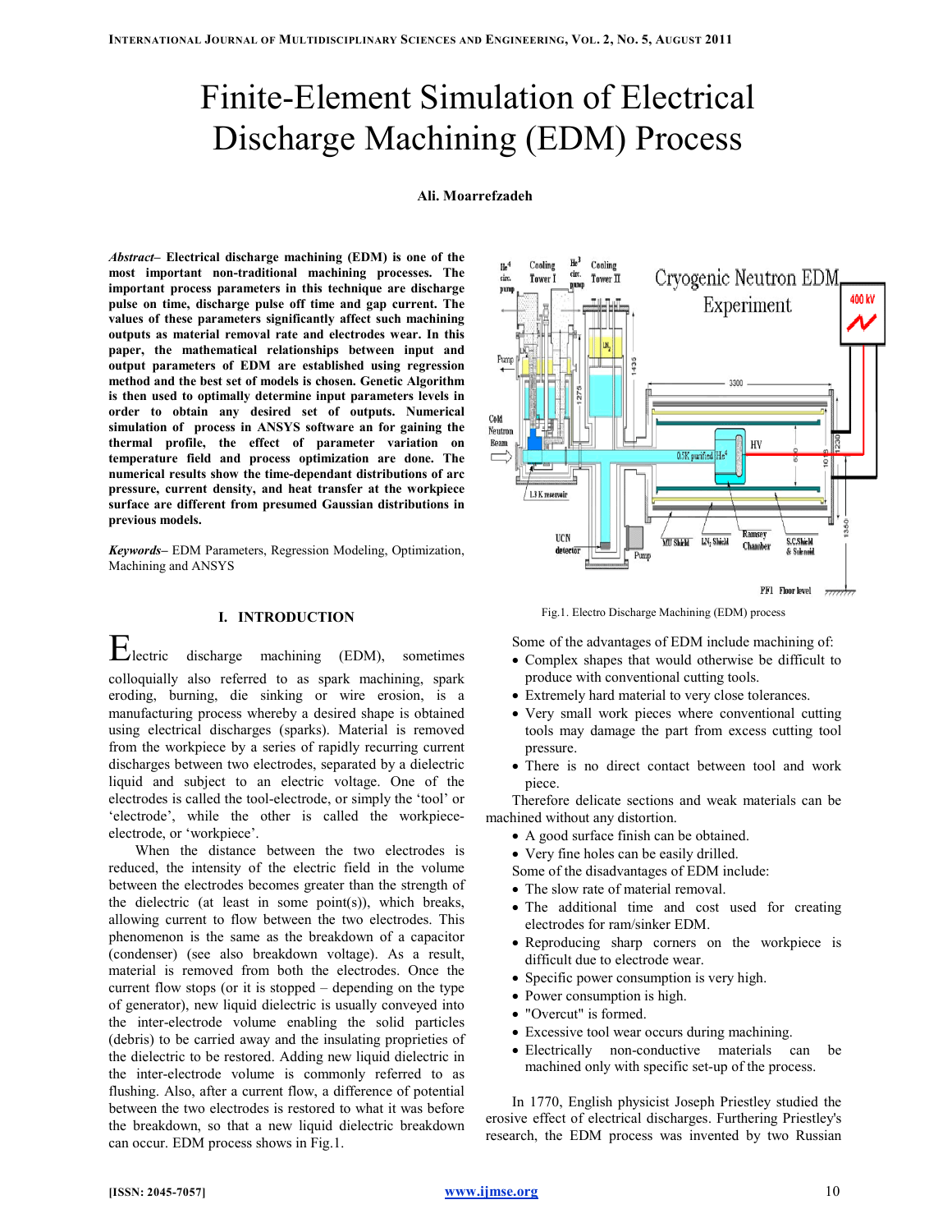# Finite-Element Simulation of Electrical Discharge Machining (EDM) Process

**Ali. Moarrefzadeh**

***Abstract*– Electrical discharge machining (EDM) is one of the most important non-traditional machining processes. The important process parameters in this technique are discharge pulse on time, discharge pulse off time and gap current. The values of these parameters significantly affect such machining outputs as material removal rate and electrodes wear. In this paper, the mathematical relationships between input and output parameters of EDM are established using regression method and the best set of models is chosen. Genetic Algorithm is then used to optimally determine input parameters levels in order to obtain any desired set of outputs. Numerical simulation of process in ANSYS software an for gaining the thermal profile, the effect of parameter variation on temperature field and process optimization are done. The numerical results show the time-dependant distributions of arc pressure, current density, and heat transfer at the workpiece surface are different from presumed Gaussian distributions in previous models.**

***Keywords*–** EDM Parameters, Regression Modeling, Optimization, Machining and ANSYS

## I. INTRODUCTION

Electric discharge machining (EDM), sometimes colloquially also referred to as spark machining, spark eroding, burning, die sinking or wire erosion, is a manufacturing process whereby a desired shape is obtained using electrical discharges (sparks). Material is removed from the workpiece by a series of rapidly recurring current discharges between two electrodes, separated by a dielectric liquid and subject to an electric voltage. One of the electrodes is called the tool-electrode, or simply the 'tool' or 'electrode', while the other is called the workpiece-electrode, or 'workpiece'.

When the distance between the two electrodes is reduced, the intensity of the electric field in the volume between the electrodes becomes greater than the strength of the dielectric (at least in some point(s)), which breaks, allowing current to flow between the two electrodes. This phenomenon is the same as the breakdown of a capacitor (condenser) (see also breakdown voltage). As a result, material is removed from both the electrodes. Once the current flow stops (or it is stopped – depending on the type of generator), new liquid dielectric is usually conveyed into the inter-electrode volume enabling the solid particles (debris) to be carried away and the insulating proprieties of the dielectric to be restored. Adding new liquid dielectric in the inter-electrode volume is commonly referred to as flushing. Also, after a current flow, a difference of potential between the two electrodes is restored to what it was before the breakdown, so that a new liquid dielectric breakdown can occur. EDM process shows in Fig.1.

Fig.1. Electro Discharge Machining (EDM) process

Some of the advantages of EDM include machining of:

- Complex shapes that would otherwise be difficult to produce with conventional cutting tools.
- Extremely hard material to very close tolerances.
- Very small work pieces where conventional cutting tools may damage the part from excess cutting tool pressure.
- There is no direct contact between tool and work piece.

Therefore delicate sections and weak materials can be machined without any distortion.

- A good surface finish can be obtained.
- Very fine holes can be easily drilled.

Some of the disadvantages of EDM include:

- The slow rate of material removal.
- The additional time and cost used for creating electrodes for ram/sinker EDM.
- Reproducing sharp corners on the workpiece is difficult due to electrode wear.
- Specific power consumption is very high.
- Power consumption is high.
- "Overcut" is formed.
- Excessive tool wear occurs during machining.
- Electrically non-conductive materials can be machined only with specific set-up of the process.

In 1770, English physicist Joseph Priestley studied the erosive effect of electrical discharges. Furthering Priestley's research, the EDM process was invented by two Russian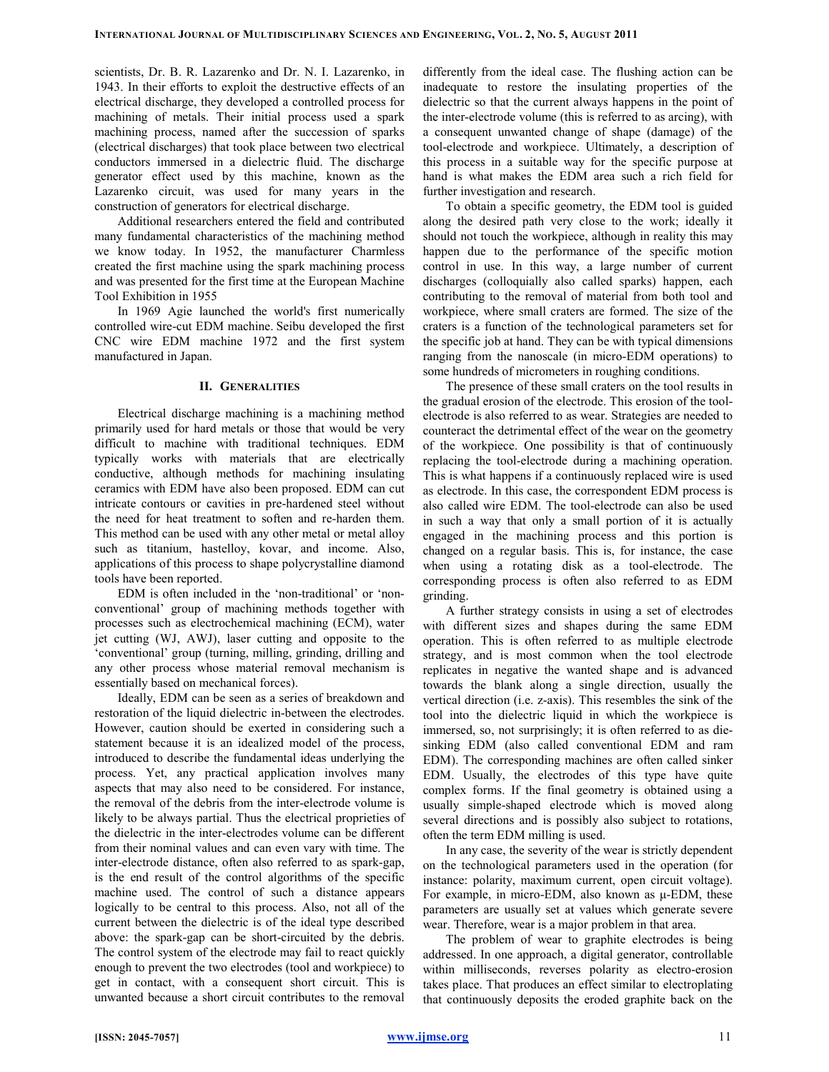scientists, Dr. B. R. Lazarenko and Dr. N. I. Lazarenko, in 1943. In their efforts to exploit the destructive effects of an electrical discharge, they developed a controlled process for machining of metals. Their initial process used a spark machining process, named after the succession of sparks (electrical discharges) that took place between two electrical conductors immersed in a dielectric fluid. The discharge generator effect used by this machine, known as the Lazarenko circuit, was used for many years in the construction of generators for electrical discharge.

Additional researchers entered the field and contributed many fundamental characteristics of the machining method we know today. In 1952, the manufacturer Charmless created the first machine using the spark machining process and was presented for the first time at the European Machine Tool Exhibition in 1955

In 1969 Agie launched the world's first numerically controlled wire-cut EDM machine. Seibu developed the first CNC wire EDM machine 1972 and the first system manufactured in Japan.

## II. Generalities

Electrical discharge machining is a machining method primarily used for hard metals or those that would be very difficult to machine with traditional techniques. EDM typically works with materials that are electrically conductive, although methods for machining insulating ceramics with EDM have also been proposed. EDM can cut intricate contours or cavities in pre-hardened steel without the need for heat treatment to soften and re-harden them. This method can be used with any other metal or metal alloy such as titanium, hastelloy, kovar, and income. Also, applications of this process to shape polycrystalline diamond tools have been reported.

EDM is often included in the 'non-traditional' or 'non-conventional' group of machining methods together with processes such as electrochemical machining (ECM), water jet cutting (WJ, AWJ), laser cutting and opposite to the 'conventional' group (turning, milling, grinding, drilling and any other process whose material removal mechanism is essentially based on mechanical forces).

Ideally, EDM can be seen as a series of breakdown and restoration of the liquid dielectric in-between the electrodes. However, caution should be exerted in considering such a statement because it is an idealized model of the process, introduced to describe the fundamental ideas underlying the process. Yet, any practical application involves many aspects that may also need to be considered. For instance, the removal of the debris from the inter-electrode volume is likely to be always partial. Thus the electrical proprieties of the dielectric in the inter-electrodes volume can be different from their nominal values and can even vary with time. The inter-electrode distance, often also referred to as spark-gap, is the end result of the control algorithms of the specific machine used. The control of such a distance appears logically to be central to this process. Also, not all of the current between the dielectric is of the ideal type described above: the spark-gap can be short-circuited by the debris. The control system of the electrode may fail to react quickly enough to prevent the two electrodes (tool and workpiece) to get in contact, with a consequent short circuit. This is unwanted because a short circuit contributes to the removal differently from the ideal case. The flushing action can be inadequate to restore the insulating properties of the dielectric so that the current always happens in the point of the inter-electrode volume (this is referred to as arcing), with a consequent unwanted change of shape (damage) of the tool-electrode and workpiece. Ultimately, a description of this process in a suitable way for the specific purpose at hand is what makes the EDM area such a rich field for further investigation and research.

To obtain a specific geometry, the EDM tool is guided along the desired path very close to the work; ideally it should not touch the workpiece, although in reality this may happen due to the performance of the specific motion control in use. In this way, a large number of current discharges (colloquially also called sparks) happen, each contributing to the removal of material from both tool and workpiece, where small craters are formed. The size of the craters is a function of the technological parameters set for the specific job at hand. They can be with typical dimensions ranging from the nanoscale (in micro-EDM operations) to some hundreds of micrometers in roughing conditions.

The presence of these small craters on the tool results in the gradual erosion of the electrode. This erosion of the tool-electrode is also referred to as wear. Strategies are needed to counteract the detrimental effect of the wear on the geometry of the workpiece. One possibility is that of continuously replacing the tool-electrode during a machining operation. This is what happens if a continuously replaced wire is used as electrode. In this case, the correspondent EDM process is also called wire EDM. The tool-electrode can also be used in such a way that only a small portion of it is actually engaged in the machining process and this portion is changed on a regular basis. This is, for instance, the case when using a rotating disk as a tool-electrode. The corresponding process is often also referred to as EDM grinding.

A further strategy consists in using a set of electrodes with different sizes and shapes during the same EDM operation. This is often referred to as multiple electrode strategy, and is most common when the tool electrode replicates in negative the wanted shape and is advanced towards the blank along a single direction, usually the vertical direction (i.e. z-axis). This resembles the sink of the tool into the dielectric liquid in which the workpiece is immersed, so, not surprisingly; it is often referred to as die-sinking EDM (also called conventional EDM and ram EDM). The corresponding machines are often called sinker EDM. Usually, the electrodes of this type have quite complex forms. If the final geometry is obtained using a usually simple-shaped electrode which is moved along several directions and is possibly also subject to rotations, often the term EDM milling is used.

In any case, the severity of the wear is strictly dependent on the technological parameters used in the operation (for instance: polarity, maximum current, open circuit voltage). For example, in micro-EDM, also known as μ-EDM, these parameters are usually set at values which generate severe wear. Therefore, wear is a major problem in that area.

The problem of wear to graphite electrodes is being addressed. In one approach, a digital generator, controllable within milliseconds, reverses polarity as electro-erosion takes place. That produces an effect similar to electroplating that continuously deposits the eroded graphite back on the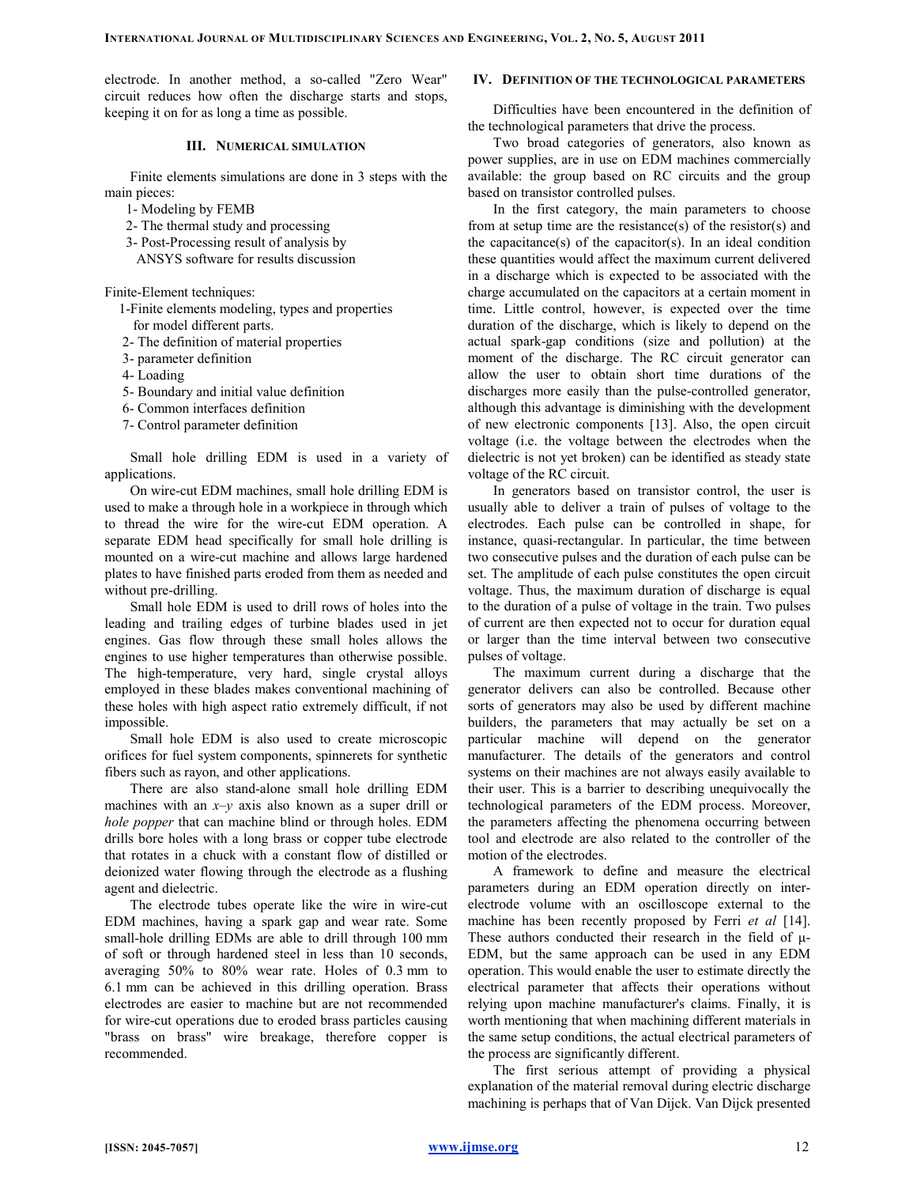electrode. In another method, a so-called "Zero Wear" circuit reduces how often the discharge starts and stops, keeping it on for as long a time as possible.

### III. Numerical simulation

Finite elements simulations are done in 3 steps with the main pieces:

1- Modeling by FEMB
2- The thermal study and processing
3- Post-Processing result of analysis by ANSYS software for results discussion

Finite-Element techniques:

1-Finite elements modeling, types and properties for model different parts.
2- The definition of material properties
3- parameter definition
4- Loading
5- Boundary and initial value definition
6- Common interfaces definition
7- Control parameter definition

Small hole drilling EDM is used in a variety of applications.

On wire-cut EDM machines, small hole drilling EDM is used to make a through hole in a workpiece in through which to thread the wire for the wire-cut EDM operation. A separate EDM head specifically for small hole drilling is mounted on a wire-cut machine and allows large hardened plates to have finished parts eroded from them as needed and without pre-drilling.

Small hole EDM is used to drill rows of holes into the leading and trailing edges of turbine blades used in jet engines. Gas flow through these small holes allows the engines to use higher temperatures than otherwise possible. The high-temperature, very hard, single crystal alloys employed in these blades makes conventional machining of these holes with high aspect ratio extremely difficult, if not impossible.

Small hole EDM is also used to create microscopic orifices for fuel system components, spinnerets for synthetic fibers such as rayon, and other applications.

There are also stand-alone small hole drilling EDM machines with an $x$–$y$ axis also known as a super drill or *hole popper* that can machine blind or through holes. EDM drills bore holes with a long brass or copper tube electrode that rotates in a chuck with a constant flow of distilled or deionized water flowing through the electrode as a flushing agent and dielectric.

The electrode tubes operate like the wire in wire-cut EDM machines, having a spark gap and wear rate. Some small-hole drilling EDMs are able to drill through 100 mm of soft or through hardened steel in less than 10 seconds, averaging 50% to 80% wear rate. Holes of 0.3 mm to 6.1 mm can be achieved in this drilling operation. Brass electrodes are easier to machine but are not recommended for wire-cut operations due to eroded brass particles causing "brass on brass" wire breakage, therefore copper is recommended.

### IV. Definition of the technological parameters

Difficulties have been encountered in the definition of the technological parameters that drive the process.

Two broad categories of generators, also known as power supplies, are in use on EDM machines commercially available: the group based on RC circuits and the group based on transistor controlled pulses.

In the first category, the main parameters to choose from at setup time are the resistance(s) of the resistor(s) and the capacitance(s) of the capacitor(s). In an ideal condition these quantities would affect the maximum current delivered in a discharge which is expected to be associated with the charge accumulated on the capacitors at a certain moment in time. Little control, however, is expected over the time duration of the discharge, which is likely to depend on the actual spark-gap conditions (size and pollution) at the moment of the discharge. The RC circuit generator can allow the user to obtain short time durations of the discharges more easily than the pulse-controlled generator, although this advantage is diminishing with the development of new electronic components [13]. Also, the open circuit voltage (i.e. the voltage between the electrodes when the dielectric is not yet broken) can be identified as steady state voltage of the RC circuit.

In generators based on transistor control, the user is usually able to deliver a train of pulses of voltage to the electrodes. Each pulse can be controlled in shape, for instance, quasi-rectangular. In particular, the time between two consecutive pulses and the duration of each pulse can be set. The amplitude of each pulse constitutes the open circuit voltage. Thus, the maximum duration of discharge is equal to the duration of a pulse of voltage in the train. Two pulses of current are then expected not to occur for duration equal or larger than the time interval between two consecutive pulses of voltage.

The maximum current during a discharge that the generator delivers can also be controlled. Because other sorts of generators may also be used by different machine builders, the parameters that may actually be set on a particular machine will depend on the generator manufacturer. The details of the generators and control systems on their machines are not always easily available to their user. This is a barrier to describing unequivocally the technological parameters of the EDM process. Moreover, the parameters affecting the phenomena occurring between tool and electrode are also related to the controller of the motion of the electrodes.

A framework to define and measure the electrical parameters during an EDM operation directly on inter-electrode volume with an oscilloscope external to the machine has been recently proposed by Ferri *et al* [14]. These authors conducted their research in the field of μ-EDM, but the same approach can be used in any EDM operation. This would enable the user to estimate directly the electrical parameter that affects their operations without relying upon machine manufacturer's claims. Finally, it is worth mentioning that when machining different materials in the same setup conditions, the actual electrical parameters of the process are significantly different.

The first serious attempt of providing a physical explanation of the material removal during electric discharge machining is perhaps that of Van Dijck. Van Dijck presented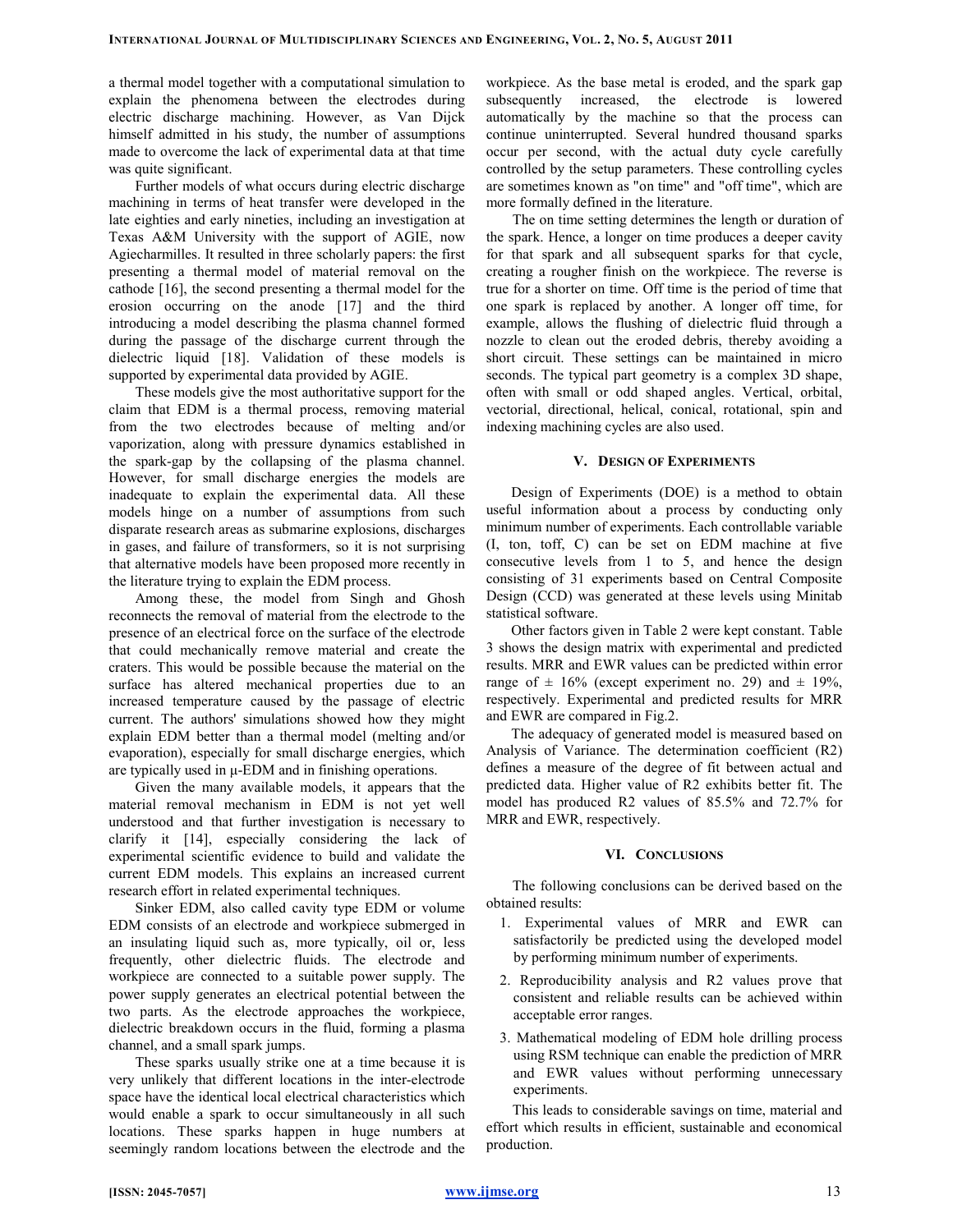a thermal model together with a computational simulation to explain the phenomena between the electrodes during electric discharge machining. However, as Van Dijck himself admitted in his study, the number of assumptions made to overcome the lack of experimental data at that time was quite significant.

Further models of what occurs during electric discharge machining in terms of heat transfer were developed in the late eighties and early nineties, including an investigation at Texas A&M University with the support of AGIE, now Agiecharmilles. It resulted in three scholarly papers: the first presenting a thermal model of material removal on the cathode [16], the second presenting a thermal model for the erosion occurring on the anode [17] and the third introducing a model describing the plasma channel formed during the passage of the discharge current through the dielectric liquid [18]. Validation of these models is supported by experimental data provided by AGIE.

These models give the most authoritative support for the claim that EDM is a thermal process, removing material from the two electrodes because of melting and/or vaporization, along with pressure dynamics established in the spark-gap by the collapsing of the plasma channel. However, for small discharge energies the models are inadequate to explain the experimental data. All these models hinge on a number of assumptions from such disparate research areas as submarine explosions, discharges in gases, and failure of transformers, so it is not surprising that alternative models have been proposed more recently in the literature trying to explain the EDM process.

Among these, the model from Singh and Ghosh reconnects the removal of material from the electrode to the presence of an electrical force on the surface of the electrode that could mechanically remove material and create the craters. This would be possible because the material on the surface has altered mechanical properties due to an increased temperature caused by the passage of electric current. The authors' simulations showed how they might explain EDM better than a thermal model (melting and/or evaporation), especially for small discharge energies, which are typically used in μ-EDM and in finishing operations.

Given the many available models, it appears that the material removal mechanism in EDM is not yet well understood and that further investigation is necessary to clarify it [14], especially considering the lack of experimental scientific evidence to build and validate the current EDM models. This explains an increased current research effort in related experimental techniques.

Sinker EDM, also called cavity type EDM or volume EDM consists of an electrode and workpiece submerged in an insulating liquid such as, more typically, oil or, less frequently, other dielectric fluids. The electrode and workpiece are connected to a suitable power supply. The power supply generates an electrical potential between the two parts. As the electrode approaches the workpiece, dielectric breakdown occurs in the fluid, forming a plasma channel, and a small spark jumps.

These sparks usually strike one at a time because it is very unlikely that different locations in the inter-electrode space have the identical local electrical characteristics which would enable a spark to occur simultaneously in all such locations. These sparks happen in huge numbers at seemingly random locations between the electrode and the workpiece. As the base metal is eroded, and the spark gap subsequently increased, the electrode is lowered automatically by the machine so that the process can continue uninterrupted. Several hundred thousand sparks occur per second, with the actual duty cycle carefully controlled by the setup parameters. These controlling cycles are sometimes known as "on time" and "off time", which are more formally defined in the literature.

The on time setting determines the length or duration of the spark. Hence, a longer on time produces a deeper cavity for that spark and all subsequent sparks for that cycle, creating a rougher finish on the workpiece. The reverse is true for a shorter on time. Off time is the period of time that one spark is replaced by another. A longer off time, for example, allows the flushing of dielectric fluid through a nozzle to clean out the eroded debris, thereby avoiding a short circuit. These settings can be maintained in micro seconds. The typical part geometry is a complex 3D shape, often with small or odd shaped angles. Vertical, orbital, vectorial, directional, helical, conical, rotational, spin and indexing machining cycles are also used.

## V. Design of Experiments

Design of Experiments (DOE) is a method to obtain useful information about a process by conducting only minimum number of experiments. Each controllable variable (I, ton, toff, C) can be set on EDM machine at five consecutive levels from 1 to 5, and hence the design consisting of 31 experiments based on Central Composite Design (CCD) was generated at these levels using Minitab statistical software.

Other factors given in Table 2 were kept constant. Table 3 shows the design matrix with experimental and predicted results. MRR and EWR values can be predicted within error range of ± 16% (except experiment no. 29) and ± 19%, respectively. Experimental and predicted results for MRR and EWR are compared in Fig.2.

The adequacy of generated model is measured based on Analysis of Variance. The determination coefficient (R2) defines a measure of the degree of fit between actual and predicted data. Higher value of R2 exhibits better fit. The model has produced R2 values of 85.5% and 72.7% for MRR and EWR, respectively.

## VI. Conclusions

The following conclusions can be derived based on the obtained results:

1. Experimental values of MRR and EWR can satisfactorily be predicted using the developed model by performing minimum number of experiments.
2. Reproducibility analysis and R2 values prove that consistent and reliable results can be achieved within acceptable error ranges.
3. Mathematical modeling of EDM hole drilling process using RSM technique can enable the prediction of MRR and EWR values without performing unnecessary experiments.

This leads to considerable savings on time, material and effort which results in efficient, sustainable and economical production.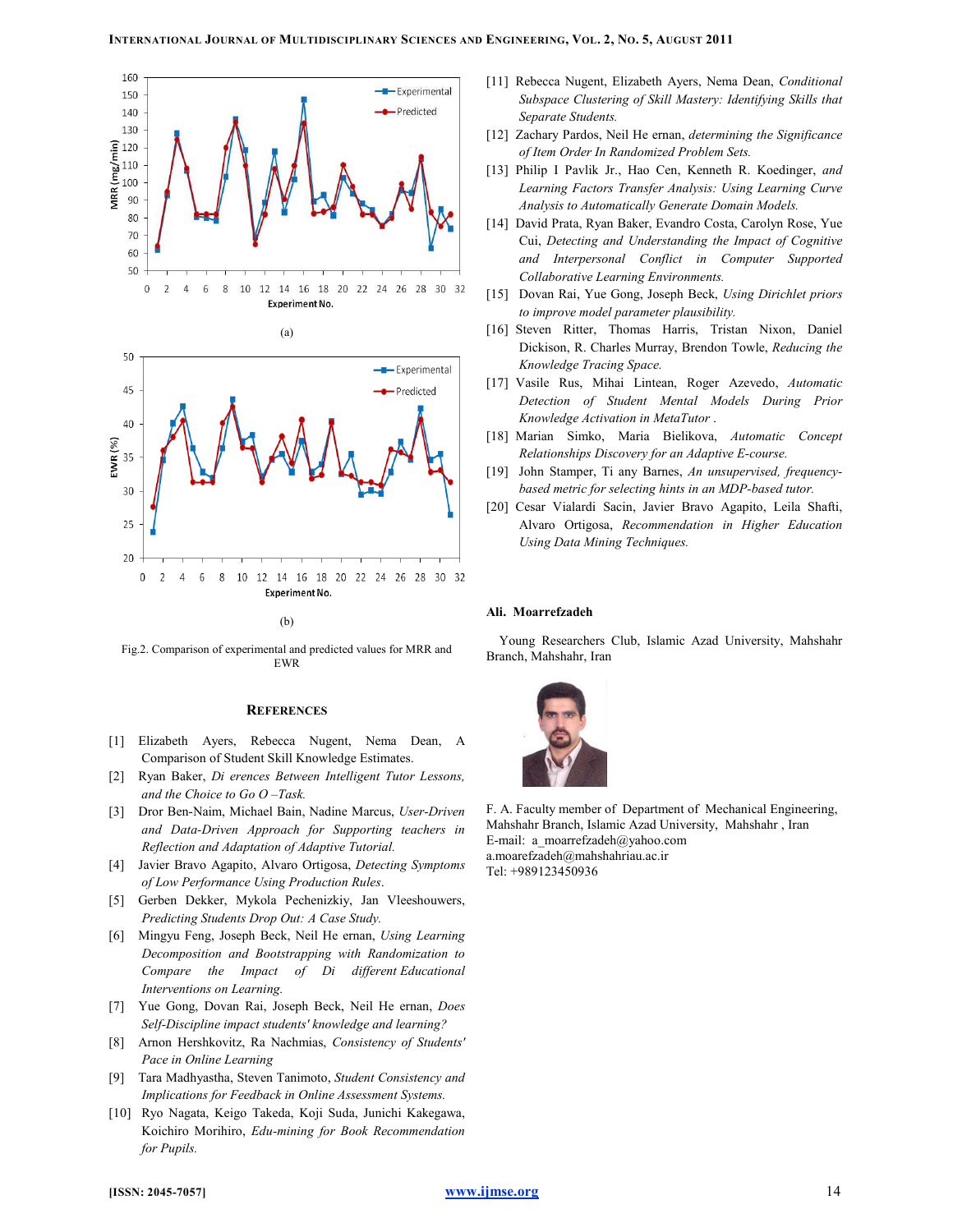160
150
140
130
120
110
100
90
80
70
60
50

MRR (mg/min)

0 2 4 6 8 10 12 14 16 18 20 22 24 26 28 30 32

Experiment No.

Experimental

Predicted

(a)

50
45
40
35
30
25
20

EWR (%)

0 2 4 6 8 10 12 14 16 18 20 22 24 26 28 30 32

Experiment No.

Experimental

Predicted

(b)

Fig.2. Comparison of experimental and predicted values for MRR and EWR

## REFERENCES

[1] Elizabeth Ayers, Rebecca Nugent, Nema Dean, A Comparison of Student Skill Knowledge Estimates.

[2] Ryan Baker, *Di erences Between Intelligent Tutor Lessons, and the Choice to Go O –Task.*

[3] Dror Ben-Naim, Michael Bain, Nadine Marcus, *User-Driven and Data-Driven Approach for Supporting teachers in Reflection and Adaptation of Adaptive Tutorial.*

[4] Javier Bravo Agapito, Alvaro Ortigosa, *Detecting Symptoms of Low Performance Using Production Rules*.

[5] Gerben Dekker, Mykola Pechenizkiy, Jan Vleeshouwers, *Predicting Students Drop Out: A Case Study.*

[6] Mingyu Feng, Joseph Beck, Neil He ernan, *Using Learning Decomposition and Bootstrapping with Randomization to Compare the Impact of Di different Educational Interventions on Learning.*

[7] Yue Gong, Dovan Rai, Joseph Beck, Neil He ernan, *Does Self-Discipline impact students' knowledge and learning?*

[8] Arnon Hershkovitz, Ra Nachmias, *Consistency of Students' Pace in Online Learning*

[9] Tara Madhyastha, Steven Tanimoto, *Student Consistency and Implications for Feedback in Online Assessment Systems.*

[10] Ryo Nagata, Keigo Takeda, Koji Suda, Junichi Kakegawa, Koichiro Morihiro, *Edu-mining for Book Recommendation for Pupils.*

[11] Rebecca Nugent, Elizabeth Ayers, Nema Dean, *Conditional Subspace Clustering of Skill Mastery: Identifying Skills that Separate Students.*

[12] Zachary Pardos, Neil He ernan, *determining the Significance of Item Order In Randomized Problem Sets.*

[13] Philip I Pavlik Jr., Hao Cen, Kenneth R. Koedinger, *and Learning Factors Transfer Analysis: Using Learning Curve Analysis to Automatically Generate Domain Models.*

[14] David Prata, Ryan Baker, Evandro Costa, Carolyn Rose, Yue Cui, *Detecting and Understanding the Impact of Cognitive and Interpersonal Conflict in Computer Supported Collaborative Learning Environments.*

[15] Dovan Rai, Yue Gong, Joseph Beck, *Using Dirichlet priors to improve model parameter plausibility.*

[16] Steven Ritter, Thomas Harris, Tristan Nixon, Daniel Dickison, R. Charles Murray, Brendon Towle, *Reducing the Knowledge Tracing Space.*

[17] Vasile Rus, Mihai Lintean, Roger Azevedo, *Automatic Detection of Student Mental Models During Prior Knowledge Activation in MetaTutor* .

[18] Marian Simko, Maria Bielikova, *Automatic Concept Relationships Discovery for an Adaptive E-course.*

[19] John Stamper, Ti any Barnes, *An unsupervised, frequency-based metric for selecting hints in an MDP-based tutor.*

[20] Cesar Vialardi Sacin, Javier Bravo Agapito, Leila Shafti, Alvaro Ortigosa, *Recommendation in Higher Education Using Data Mining Techniques.*

**Ali. Moarrefzadeh**

Young Researchers Club, Islamic Azad University, Mahshahr Branch, Mahshahr, Iran

F. A. Faculty member of Department of Mechanical Engineering, Mahshahr Branch, Islamic Azad University, Mahshahr , Iran
E-mail: a_moarrefzadeh@yahoo.com
a.moarrefzadeh@mahshahriau.ac.ir
Tel: +989123450936